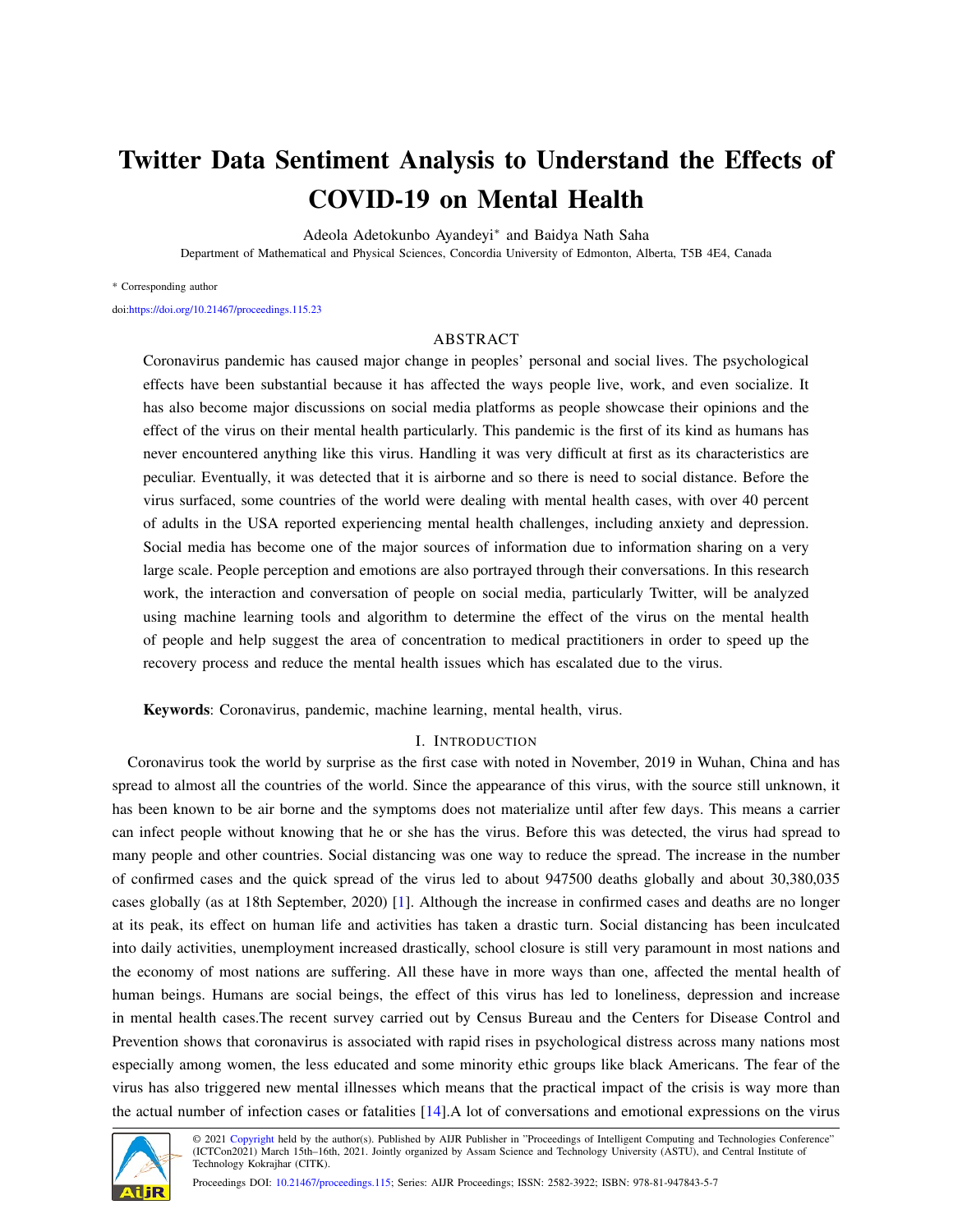# Twitter Data Sentiment Analysis to Understand the Effects of COVID-19 on Mental Health

Adeola Adetokunbo Ayandeyi* and Baidya Nath Saha

Department of Mathematical and Physical Sciences, Concordia University of Edmonton, Alberta, T5B 4E4, Canada

* Corresponding author

doi:https://doi.org/10.21467/proceedings.115.23

## ABSTRACT

Coronavirus pandemic has caused major change in peoples' personal and social lives. The psychological effects have been substantial because it has affected the ways people live, work, and even socialize. It has also become major discussions on social media platforms as people showcase their opinions and the effect of the virus on their mental health particularly. This pandemic is the first of its kind as humans has never encountered anything like this virus. Handling it was very difficult at first as its characteristics are peculiar. Eventually, it was detected that it is airborne and so there is need to social distance. Before the virus surfaced, some countries of the world were dealing with mental health cases, with over 40 percent of adults in the USA reported experiencing mental health challenges, including anxiety and depression. Social media has become one of the major sources of information due to information sharing on a very large scale. People perception and emotions are also portrayed through their conversations. In this research work, the interaction and conversation of people on social media, particularly Twitter, will be analyzed using machine learning tools and algorithm to determine the effect of the virus on the mental health of people and help suggest the area of concentration to medical practitioners in order to speed up the recovery process and reduce the mental health issues which has escalated due to the virus.

**Keywords**: Coronavirus, pandemic, machine learning, mental health, virus.

## I. Introduction

Coronavirus took the world by surprise as the first case with noted in November, 2019 in Wuhan, China and has spread to almost all the countries of the world. Since the appearance of this virus, with the source still unknown, it has been known to be air borne and the symptoms does not materialize until after few days. This means a carrier can infect people without knowing that he or she has the virus. Before this was detected, the virus had spread to many people and other countries. Social distancing was one way to reduce the spread. The increase in the number of confirmed cases and the quick spread of the virus led to about 947500 deaths globally and about 30,380,035 cases globally (as at 18th September, 2020) [1]. Although the increase in confirmed cases and deaths are no longer at its peak, its effect on human life and activities has taken a drastic turn. Social distancing has been inculcated into daily activities, unemployment increased drastically, school closure is still very paramount in most nations and the economy of most nations are suffering. All these have in more ways than one, affected the mental health of human beings. Humans are social beings, the effect of this virus has led to loneliness, depression and increase in mental health cases.The recent survey carried out by Census Bureau and the Centers for Disease Control and Prevention shows that coronavirus is associated with rapid rises in psychological distress across many nations most especially among women, the less educated and some minority ethic groups like black Americans. The fear of the virus has also triggered new mental illnesses which means that the practical impact of the crisis is way more than the actual number of infection cases or fatalities [14].A lot of conversations and emotional expressions on the virus

© 2021 Copyright held by the author(s). Published by AIJR Publisher in "Proceedings of Intelligent Computing and Technologies Conference" (ICTCon2021) March 15th–16th, 2021. Jointly organized by Assam Science and Technology University (ASTU), and Central Institute of Technology Kokrajhar (CITK).

Proceedings DOI: 10.21467/proceedings.115; Series: AIJR Proceedings; ISSN: 2582-3922; ISBN: 978-81-947843-5-7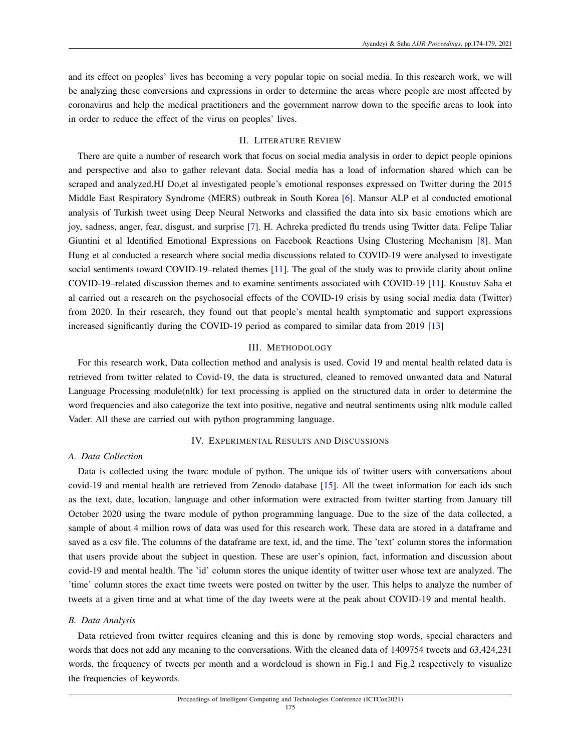and its effect on peoples' lives has becoming a very popular topic on social media. In this research work, we will be analyzing these conversions and expressions in order to determine the areas where people are most affected by coronavirus and help the medical practitioners and the government narrow down to the specific areas to look into in order to reduce the effect of the virus on peoples' lives.

## II. Literature Review

There are quite a number of research work that focus on social media analysis in order to depict people opinions and perspective and also to gather relevant data. Social media has a load of information shared which can be scraped and analyzed.HJ Do,et al investigated people's emotional responses expressed on Twitter during the 2015 Middle East Respiratory Syndrome (MERS) outbreak in South Korea [6]. Mansur ALP et al conducted emotional analysis of Turkish tweet using Deep Neural Networks and classified the data into six basic emotions which are joy, sadness, anger, fear, disgust, and surprise [7]. H. Achreka predicted flu trends using Twitter data. Felipe Taliar Giuntini et al Identified Emotional Expressions on Facebook Reactions Using Clustering Mechanism [8]. Man Hung et al conducted a research where social media discussions related to COVID-19 were analysed to investigate social sentiments toward COVID-19–related themes [11]. The goal of the study was to provide clarity about online COVID-19–related discussion themes and to examine sentiments associated with COVID-19 [11]. Koustuv Saha et al carried out a research on the psychosocial effects of the COVID-19 crisis by using social media data (Twitter) from 2020. In their research, they found out that people's mental health symptomatic and support expressions increased significantly during the COVID-19 period as compared to similar data from 2019 [13]

## III. Methodology

For this research work, Data collection method and analysis is used. Covid 19 and mental health related data is retrieved from twitter related to Covid-19, the data is structured, cleaned to removed unwanted data and Natural Language Processing module(nltk) for text processing is applied on the structured data in order to determine the word frequencies and also categorize the text into positive, negative and neutral sentiments using nltk module called Vader. All these are carried out with python programming language.

## IV. Experimental Results and Discussions

### *A. Data Collection*

Data is collected using the twarc module of python. The unique ids of twitter users with conversations about covid-19 and mental health are retrieved from Zenodo database [15]. All the tweet information for each ids such as the text, date, location, language and other information were extracted from twitter starting from January till October 2020 using the twarc module of python programming language. Due to the size of the data collected, a sample of about 4 million rows of data was used for this research work. These data are stored in a dataframe and saved as a csv file. The columns of the dataframe are text, id, and the time. The 'text' column stores the information that users provide about the subject in question. These are user's opinion, fact, information and discussion about covid-19 and mental health. The 'id' column stores the unique identity of twitter user whose text are analyzed. The 'time' column stores the exact time tweets were posted on twitter by the user. This helps to analyze the number of tweets at a given time and at what time of the day tweets were at the peak about COVID-19 and mental health.

### *B. Data Analysis*

Data retrieved from twitter requires cleaning and this is done by removing stop words, special characters and words that does not add any meaning to the conversations. With the cleaned data of 1409754 tweets and 63,424,231 words, the frequency of tweets per month and a wordcloud is shown in Fig.1 and Fig.2 respectively to visualize the frequencies of keywords.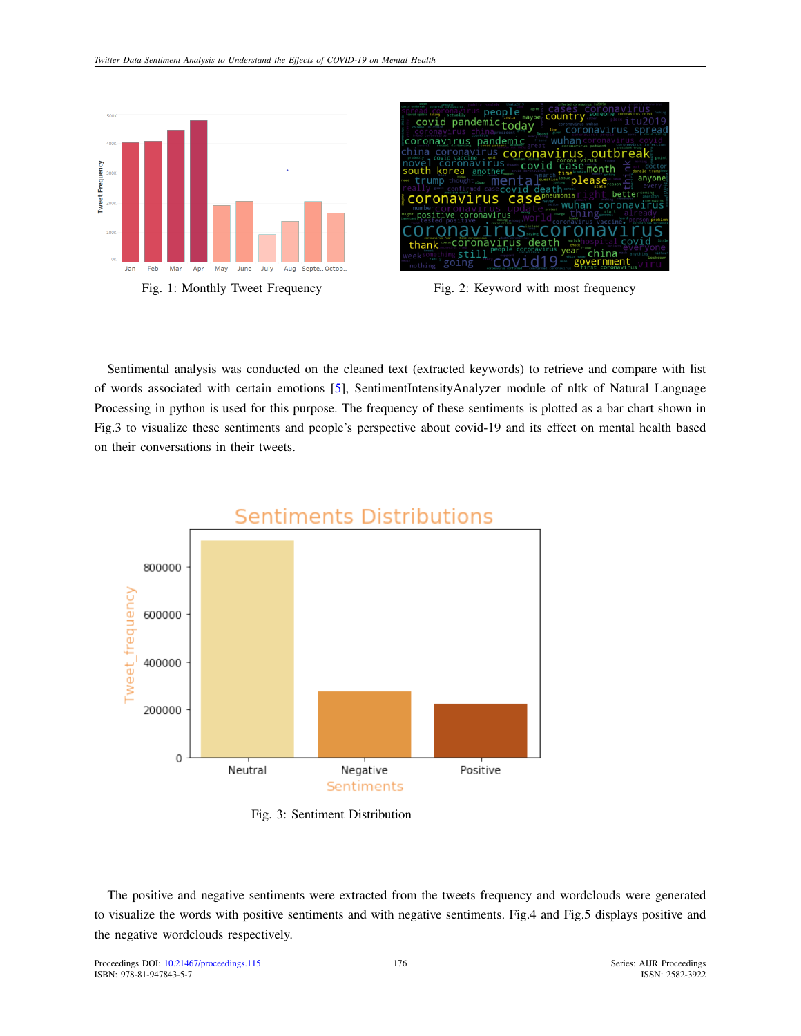Fig. 1: Monthly Tweet Frequency

Fig. 2: Keyword with most frequency

Sentimental analysis was conducted on the cleaned text (extracted keywords) to retrieve and compare with list of words associated with certain emotions [5], SentimentIntensityAnalyzer module of nltk of Natural Language Processing in python is used for this purpose. The frequency of these sentiments is plotted as a bar chart shown in Fig.3 to visualize these sentiments and people's perspective about covid-19 and its effect on mental health based on their conversations in their tweets.

Fig. 3: Sentiment Distribution

The positive and negative sentiments were extracted from the tweets frequency and wordclouds were generated to visualize the words with positive sentiments and with negative sentiments. Fig.4 and Fig.5 displays positive and the negative wordclouds respectively.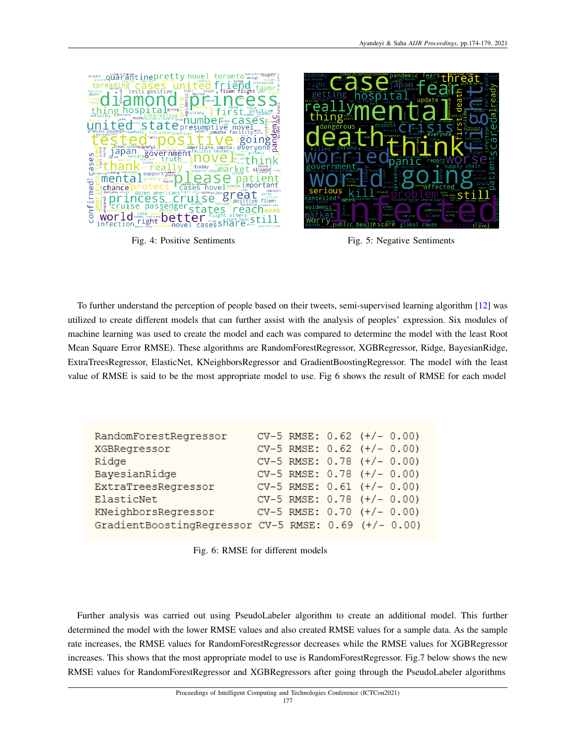Fig. 4: Positive Sentiments

Fig. 5: Negative Sentiments

To further understand the perception of people based on their tweets, semi-supervised learning algorithm [12] was utilized to create different models that can further assist with the analysis of peoples' expression. Six modules of machine learning was used to create the model and each was compared to determine the model with the least Root Mean Square Error RMSE). These algorithms are RandomForestRegressor, XGBRegressor, Ridge, BayesianRidge, ExtraTreesRegressor, ElasticNet, KNeighborsRegressor and GradientBoostingRegressor. The model with the least value of RMSE is said to be the most appropriate model to use. Fig 6 shows the result of RMSE for each model

```
RandomForestRegressor     CV-5 RMSE: 0.62 (+/- 0.00)
XGBRegressor              CV-5 RMSE: 0.62 (+/- 0.00)
Ridge                     CV-5 RMSE: 0.78 (+/- 0.00)
BayesianRidge             CV-5 RMSE: 0.78 (+/- 0.00)
ExtraTreesRegressor       CV-5 RMSE: 0.61 (+/- 0.00)
ElasticNet                CV-5 RMSE: 0.78 (+/- 0.00)
KNeighborsRegressor       CV-5 RMSE: 0.70 (+/- 0.00)
GradientBoostingRegressor CV-5 RMSE: 0.69 (+/- 0.00)
```

Fig. 6: RMSE for different models

Further analysis was carried out using PseudoLabeler algorithm to create an additional model. This further determined the model with the lower RMSE values and also created RMSE values for a sample data. As the sample rate increases, the RMSE values for RandomForestRegressor decreases while the RMSE values for XGBRegressor increases. This shows that the most appropriate model to use is RandomForestRegressor. Fig.7 below shows the new RMSE values for RandomForestRegressor and XGBRegressors after going through the PseudoLabeler algorithms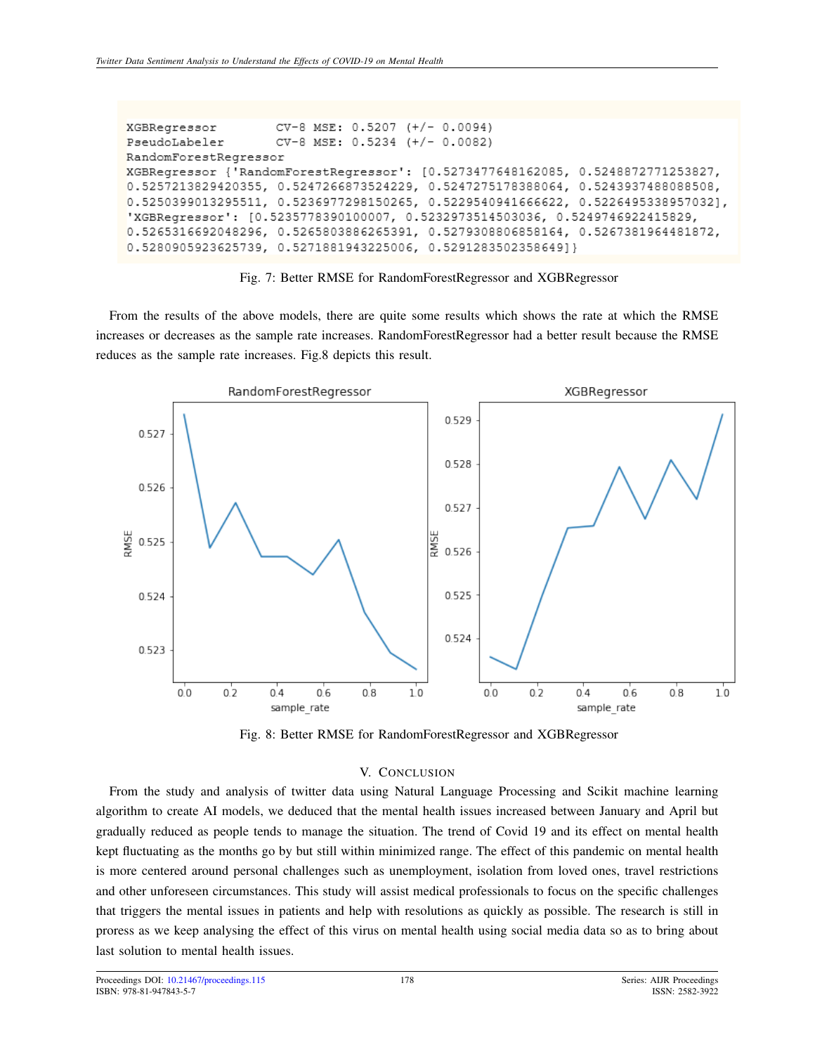```
XGBRegressor        CV-8 MSE: 0.5207 (+/- 0.0094)
PseudoLabeler       CV-8 MSE: 0.5234 (+/- 0.0082)
RandomForestRegressor
XGBRegressor {'RandomForestRegressor': [0.5273477648162085, 0.5248872771253827,
0.5257213829420355, 0.5247266873524229, 0.5247275178388064, 0.5243937488088508,
0.5250399013295511, 0.5236977298150265, 0.5229540941666622, 0.5226495338957032],
'XGBRegressor': [0.5235778390100007, 0.5232973514503036, 0.5249746922415829,
0.5265316692048296, 0.5265803886265391, 0.5279308806858164, 0.5267381964481872,
0.5280905923625739, 0.5271881943225006, 0.5291283502358649]}
```

Fig. 7: Better RMSE for RandomForestRegressor and XGBRegressor

From the results of the above models, there are quite some results which shows the rate at which the RMSE increases or decreases as the sample rate increases. RandomForestRegressor had a better result because the RMSE reduces as the sample rate increases. Fig.8 depicts this result.

Fig. 8: Better RMSE for RandomForestRegressor and XGBRegressor

## V. Conclusion

From the study and analysis of twitter data using Natural Language Processing and Scikit machine learning algorithm to create AI models, we deduced that the mental health issues increased between January and April but gradually reduced as people tends to manage the situation. The trend of Covid 19 and its effect on mental health kept fluctuating as the months go by but still within minimized range. The effect of this pandemic on mental health is more centered around personal challenges such as unemployment, isolation from loved ones, travel restrictions and other unforeseen circumstances. This study will assist medical professionals to focus on the specific challenges that triggers the mental issues in patients and help with resolutions as quickly as possible. The research is still in proress as we keep analysing the effect of this virus on mental health using social media data so as to bring about last solution to mental health issues.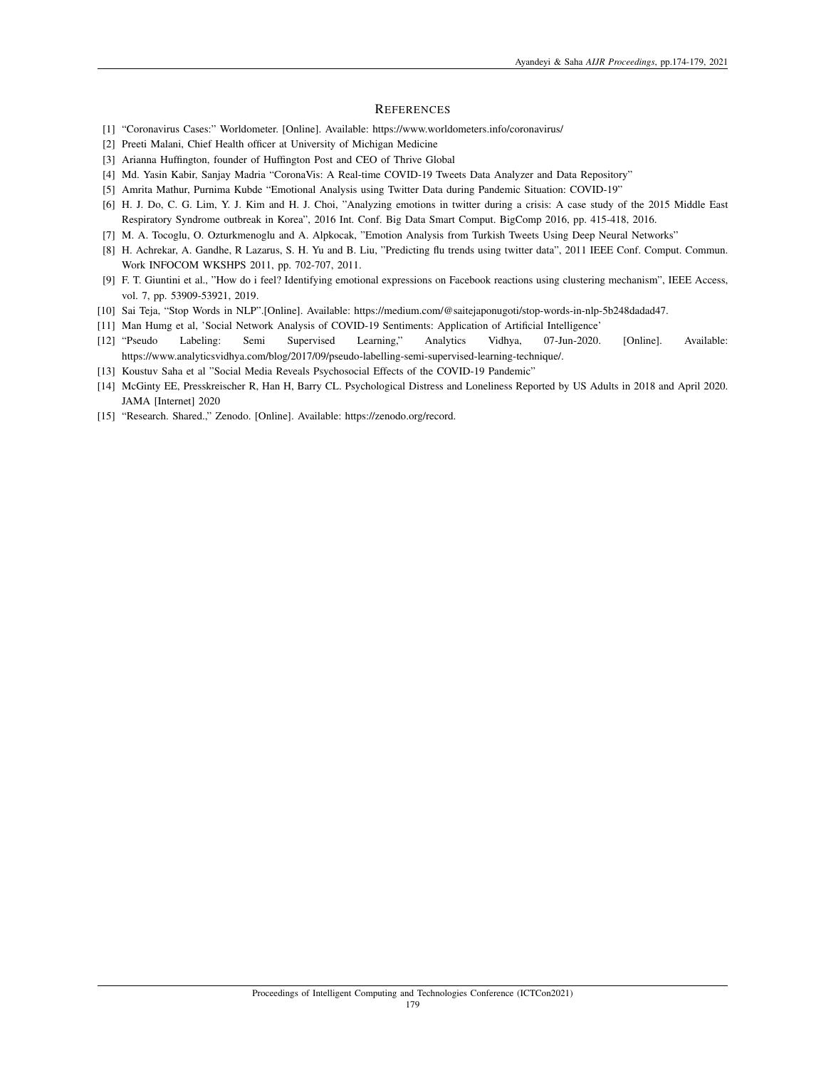## REFERENCES

[1] "Coronavirus Cases:" Worldometer. [Online]. Available: https://www.worldometers.info/coronavirus/

[2] Preeti Malani, Chief Health officer at University of Michigan Medicine

[3] Arianna Huffington, founder of Huffington Post and CEO of Thrive Global

[4] Md. Yasin Kabir, Sanjay Madria "CoronaVis: A Real-time COVID-19 Tweets Data Analyzer and Data Repository"

[5] Amrita Mathur, Purnima Kubde "Emotional Analysis using Twitter Data during Pandemic Situation: COVID-19"

[6] H. J. Do, C. G. Lim, Y. J. Kim and H. J. Choi, "Analyzing emotions in twitter during a crisis: A case study of the 2015 Middle East Respiratory Syndrome outbreak in Korea", 2016 Int. Conf. Big Data Smart Comput. BigComp 2016, pp. 415-418, 2016.

[7] M. A. Tocoglu, O. Ozturkmenoglu and A. Alpkocak, "Emotion Analysis from Turkish Tweets Using Deep Neural Networks"

[8] H. Achrekar, A. Gandhe, R Lazarus, S. H. Yu and B. Liu, "Predicting flu trends using twitter data", 2011 IEEE Conf. Comput. Commun. Work INFOCOM WKSHPS 2011, pp. 702-707, 2011.

[9] F. T. Giuntini et al., "How do i feel? Identifying emotional expressions on Facebook reactions using clustering mechanism", IEEE Access, vol. 7, pp. 53909-53921, 2019.

[10] Sai Teja, "Stop Words in NLP".[Online]. Available: https://medium.com/@saitejaponugoti/stop-words-in-nlp-5b248dadad47.

[11] Man Humg et al, 'Social Network Analysis of COVID-19 Sentiments: Application of Artificial Intelligence'

[12] "Pseudo Labeling: Semi Supervised Learning," Analytics Vidhya, 07-Jun-2020. [Online]. Available: https://www.analyticsvidhya.com/blog/2017/09/pseudo-labelling-semi-supervised-learning-technique/.

[13] Koustuv Saha et al "Social Media Reveals Psychosocial Effects of the COVID-19 Pandemic"

[14] McGinty EE, Presskreischer R, Han H, Barry CL. Psychological Distress and Loneliness Reported by US Adults in 2018 and April 2020. JAMA [Internet] 2020

[15] "Research. Shared.," Zenodo. [Online]. Available: https://zenodo.org/record.